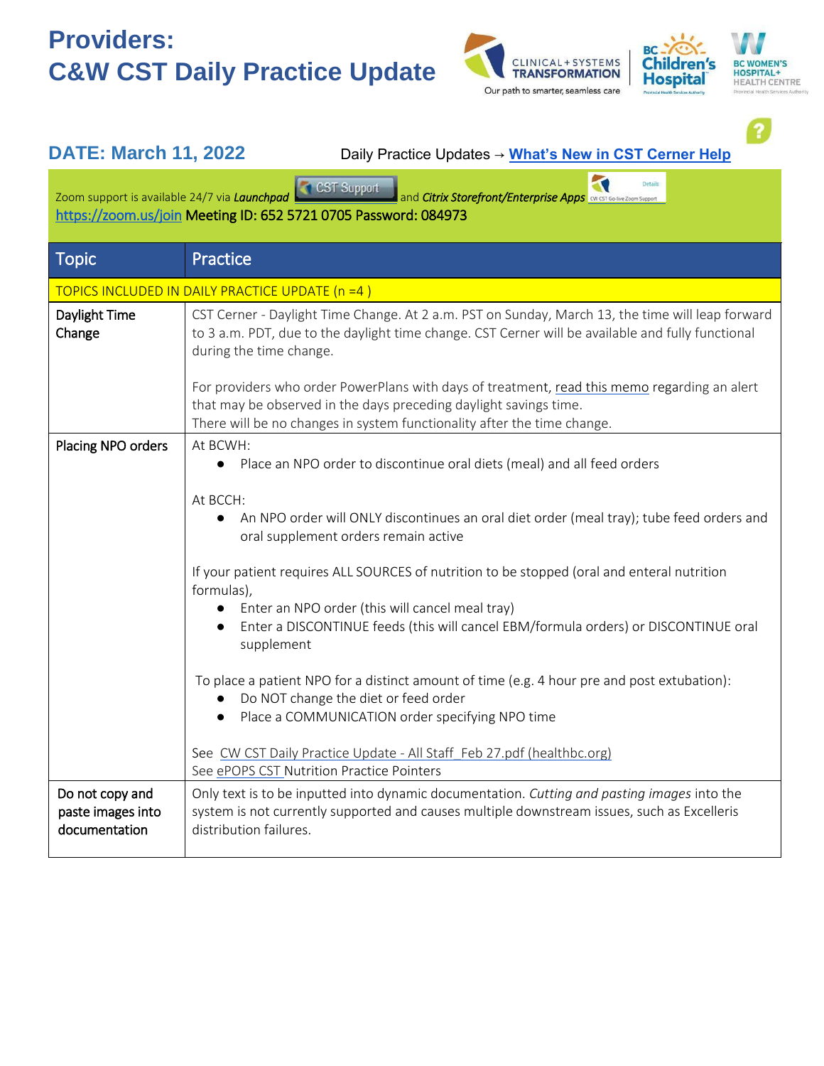# Providers:
# C&W CST Daily Practice Update

## DATE: March 11, 2022

Daily Practice Updates → **What's New in CST Cerner Help**

Zoom support is available 24/7 via *Launchpad* CST Support and *Citrix Storefront/Enterprise Apps* CW CST Go-live Zoom Support
https://zoom.us/join Meeting ID: 652 5721 0705 Password: 084973

| Topic | Practice |
|---|---|
| TOPICS INCLUDED IN DAILY PRACTICE UPDATE (n =4 ) | |
| Daylight Time Change | CST Cerner - Daylight Time Change. At 2 a.m. PST on Sunday, March 13, the time will leap forward to 3 a.m. PDT, due to the daylight time change. CST Cerner will be available and fully functional during the time change.<br><br>For providers who order PowerPlans with days of treatment, read this memo regarding an alert that may be observed in the days preceding daylight savings time.<br>There will be no changes in system functionality after the time change. |
| Placing NPO orders | At BCWH:<br>● Place an NPO order to discontinue oral diets (meal) and all feed orders<br><br>At BCCH:<br>● An NPO order will ONLY discontinues an oral diet order (meal tray); tube feed orders and oral supplement orders remain active<br><br>If your patient requires ALL SOURCES of nutrition to be stopped (oral and enteral nutrition formulas),<br>● Enter an NPO order (this will cancel meal tray)<br>● Enter a DISCONTINUE feeds (this will cancel EBM/formula orders) or DISCONTINUE oral supplement<br><br>To place a patient NPO for a distinct amount of time (e.g. 4 hour pre and post extubation):<br>● Do NOT change the diet or feed order<br>● Place a COMMUNICATION order specifying NPO time<br><br>See CW CST Daily Practice Update - All Staff_Feb 27.pdf (healthbc.org)<br>See ePOPS CST Nutrition Practice Pointers |
| Do not copy and paste images into documentation | Only text is to be inputted into dynamic documentation. *Cutting and pasting images* into the system is not currently supported and causes multiple downstream issues, such as Excelleris distribution failures. |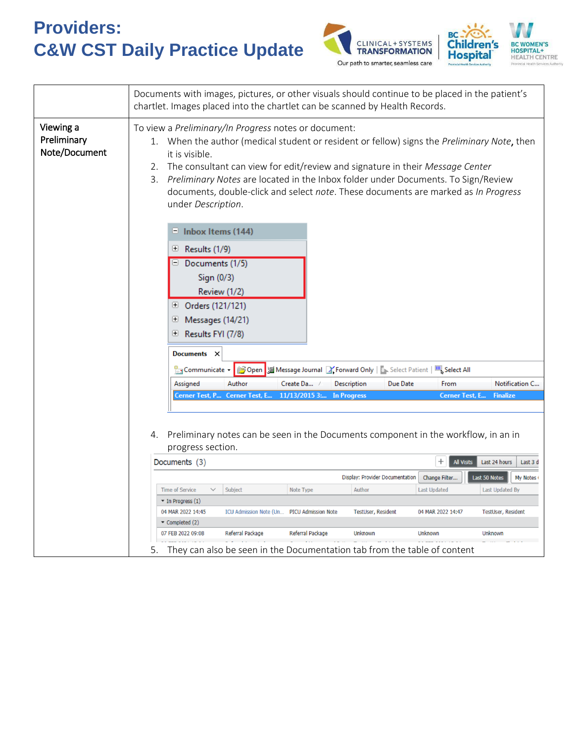# Providers:
# C&W CST Daily Practice Update

| | |
|---|---|
| | Documents with images, pictures, or other visuals should continue to be placed in the patient's chartlet. Images placed into the chartlet can be scanned by Health Records. |
| Viewing a Preliminary Note/Document | To view a *Preliminary/In Progress* notes or document:<br>1. When the author (medical student or resident or fellow) signs the *Preliminary Note*, then it is visible.<br>2. The consultant can view for edit/review and signature in their *Message Center*<br>3. *Preliminary Notes* are located in the Inbox folder under Documents. To Sign/Review documents, double-click and select *note*. These documents are marked as *In Progress* under *Description*.<br>4. Preliminary notes can be seen in the Documents component in the workflow, in an in progress section.<br>5. They can also be seen in the Documentation tab from the table of content |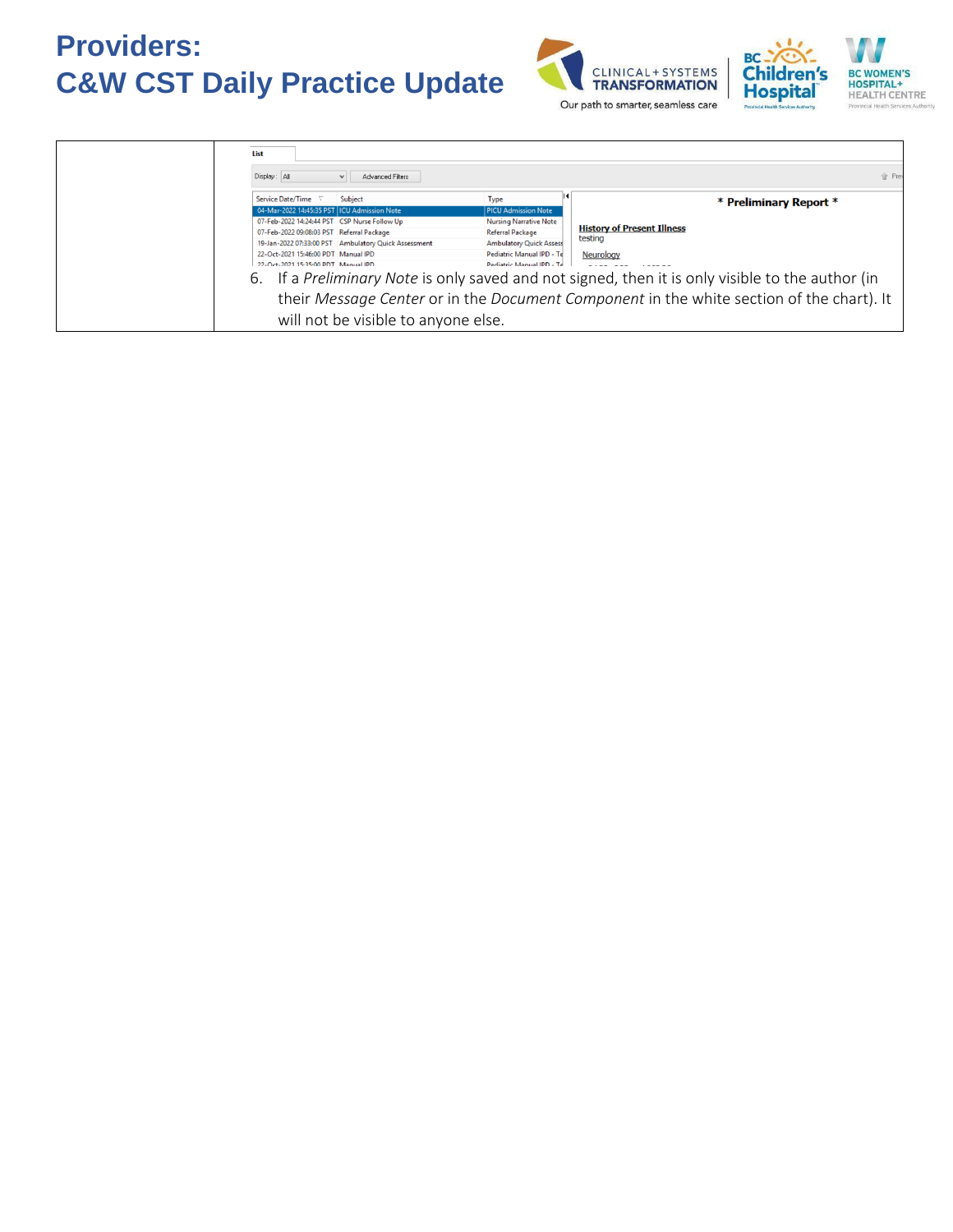| | |
|---|---|
| | List<br><br>Display: All Advanced Filters<br><br>\* Preliminary Report \*<br><br>6. If a *Preliminary Note* is only saved and not signed, then it is only visible to the author (in their *Message Center* or in the *Document Component* in the white section of the chart). It will not be visible to anyone else. |